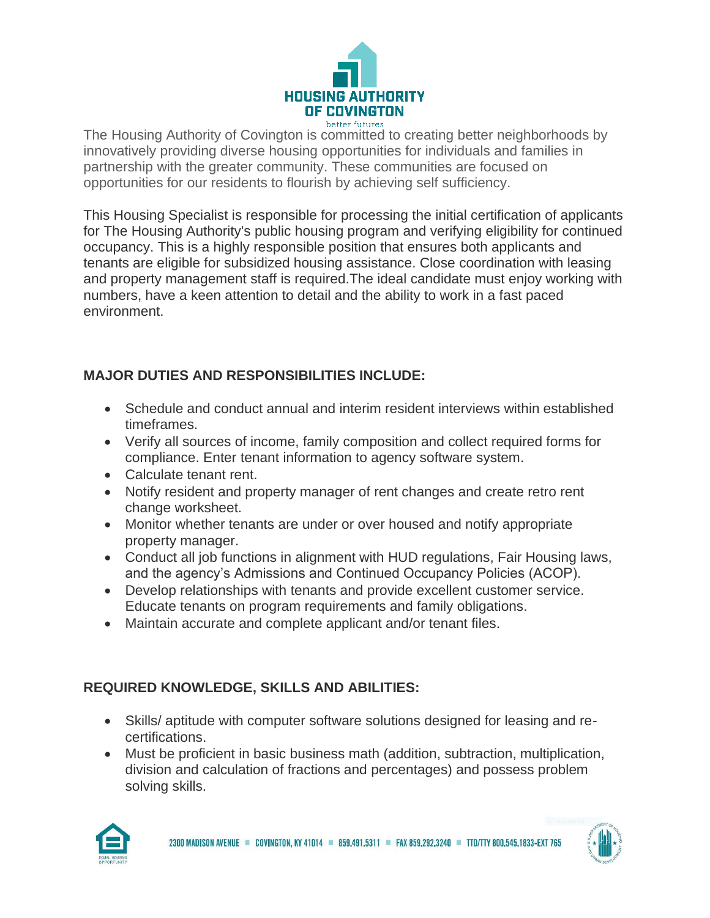**HOUSING AUTHORITY OF COVINGTON**

better futures

The Housing Authority of Covington is committed to creating better neighborhoods by innovatively providing diverse housing opportunities for individuals and families in partnership with the greater community. These communities are focused on opportunities for our residents to flourish by achieving self sufficiency.

This Housing Specialist is responsible for processing the initial certification of applicants for The Housing Authority's public housing program and verifying eligibility for continued occupancy. This is a highly responsible position that ensures both applicants and tenants are eligible for subsidized housing assistance. Close coordination with leasing and property management staff is required.The ideal candidate must enjoy working with numbers, have a keen attention to detail and the ability to work in a fast paced environment.

## MAJOR DUTIES AND RESPONSIBILITIES INCLUDE:

- Schedule and conduct annual and interim resident interviews within established timeframes.
- Verify all sources of income, family composition and collect required forms for compliance. Enter tenant information to agency software system.
- Calculate tenant rent.
- Notify resident and property manager of rent changes and create retro rent change worksheet.
- Monitor whether tenants are under or over housed and notify appropriate property manager.
- Conduct all job functions in alignment with HUD regulations, Fair Housing laws, and the agency's Admissions and Continued Occupancy Policies (ACOP).
- Develop relationships with tenants and provide excellent customer service. Educate tenants on program requirements and family obligations.
- Maintain accurate and complete applicant and/or tenant files.

## REQUIRED KNOWLEDGE, SKILLS AND ABILITIES:

- Skills/ aptitude with computer software solutions designed for leasing and re-certifications.
- Must be proficient in basic business math (addition, subtraction, multiplication, division and calculation of fractions and percentages) and possess problem solving skills.

2300 MADISON AVENUE ■ COVINGTON, KY 41014 ■ 859.491.5311 ■ FAX 859.292.3240 ■ TTD/TTY 800.545.1833-EXT 765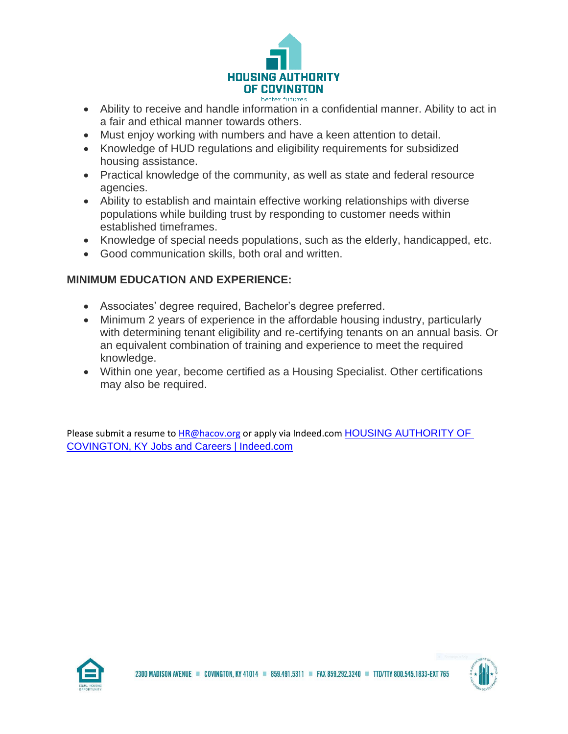- Ability to receive and handle information in a confidential manner. Ability to act in a fair and ethical manner towards others.
- Must enjoy working with numbers and have a keen attention to detail.
- Knowledge of HUD regulations and eligibility requirements for subsidized housing assistance.
- Practical knowledge of the community, as well as state and federal resource agencies.
- Ability to establish and maintain effective working relationships with diverse populations while building trust by responding to customer needs within established timeframes.
- Knowledge of special needs populations, such as the elderly, handicapped, etc.
- Good communication skills, both oral and written.

**MINIMUM EDUCATION AND EXPERIENCE:**

- Associates' degree required, Bachelor's degree preferred.
- Minimum 2 years of experience in the affordable housing industry, particularly with determining tenant eligibility and re-certifying tenants on an annual basis. Or an equivalent combination of training and experience to meet the required knowledge.
- Within one year, become certified as a Housing Specialist. Other certifications may also be required.

Please submit a resume to [HR@hacov.org](mailto:HR@hacov.org) or apply via Indeed.com [HOUSING AUTHORITY OF COVINGTON, KY Jobs and Careers | Indeed.com]()